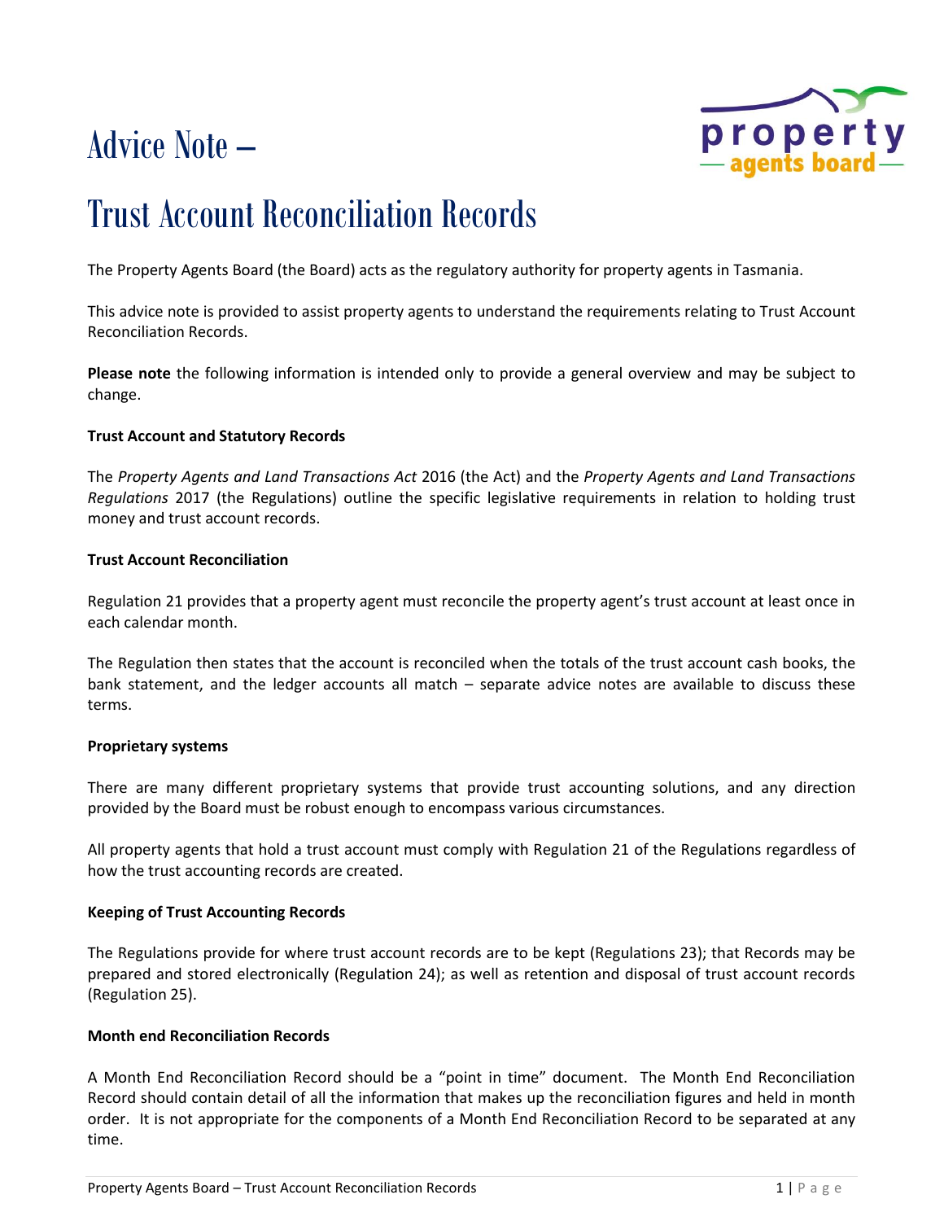# Advice Note –

# Trust Account Reconciliation Records

The Property Agents Board (the Board) acts as the regulatory authority for property agents in Tasmania.

This advice note is provided to assist property agents to understand the requirements relating to Trust Account Reconciliation Records.

**Please note** the following information is intended only to provide a general overview and may be subject to change.

**Trust Account and Statutory Records**

The *Property Agents and Land Transactions Act* 2016 (the Act) and the *Property Agents and Land Transactions Regulations* 2017 (the Regulations) outline the specific legislative requirements in relation to holding trust money and trust account records.

**Trust Account Reconciliation**

Regulation 21 provides that a property agent must reconcile the property agent's trust account at least once in each calendar month.

The Regulation then states that the account is reconciled when the totals of the trust account cash books, the bank statement, and the ledger accounts all match – separate advice notes are available to discuss these terms.

**Proprietary systems**

There are many different proprietary systems that provide trust accounting solutions, and any direction provided by the Board must be robust enough to encompass various circumstances.

All property agents that hold a trust account must comply with Regulation 21 of the Regulations regardless of how the trust accounting records are created.

**Keeping of Trust Accounting Records**

The Regulations provide for where trust account records are to be kept (Regulations 23); that Records may be prepared and stored electronically (Regulation 24); as well as retention and disposal of trust account records (Regulation 25).

**Month end Reconciliation Records**

A Month End Reconciliation Record should be a "point in time" document. The Month End Reconciliation Record should contain detail of all the information that makes up the reconciliation figures and held in month order. It is not appropriate for the components of a Month End Reconciliation Record to be separated at any time.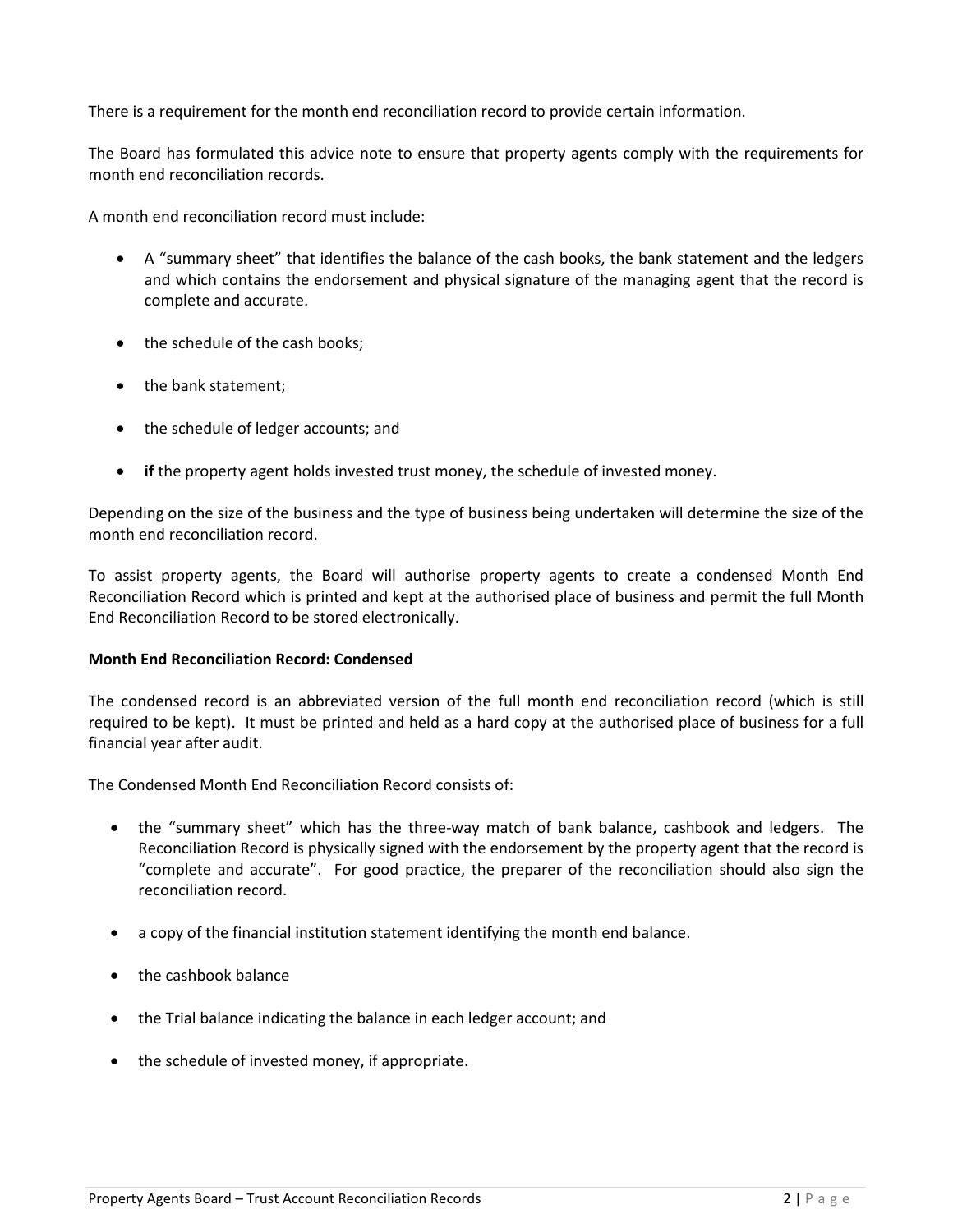There is a requirement for the month end reconciliation record to provide certain information.

The Board has formulated this advice note to ensure that property agents comply with the requirements for month end reconciliation records.

A month end reconciliation record must include:

- A "summary sheet" that identifies the balance of the cash books, the bank statement and the ledgers and which contains the endorsement and physical signature of the managing agent that the record is complete and accurate.
- the schedule of the cash books;
- the bank statement;
- the schedule of ledger accounts; and
- **if** the property agent holds invested trust money, the schedule of invested money.

Depending on the size of the business and the type of business being undertaken will determine the size of the month end reconciliation record.

To assist property agents, the Board will authorise property agents to create a condensed Month End Reconciliation Record which is printed and kept at the authorised place of business and permit the full Month End Reconciliation Record to be stored electronically.

**Month End Reconciliation Record: Condensed**

The condensed record is an abbreviated version of the full month end reconciliation record (which is still required to be kept). It must be printed and held as a hard copy at the authorised place of business for a full financial year after audit.

The Condensed Month End Reconciliation Record consists of:

- the "summary sheet" which has the three-way match of bank balance, cashbook and ledgers. The Reconciliation Record is physically signed with the endorsement by the property agent that the record is "complete and accurate". For good practice, the preparer of the reconciliation should also sign the reconciliation record.
- a copy of the financial institution statement identifying the month end balance.
- the cashbook balance
- the Trial balance indicating the balance in each ledger account; and
- the schedule of invested money, if appropriate.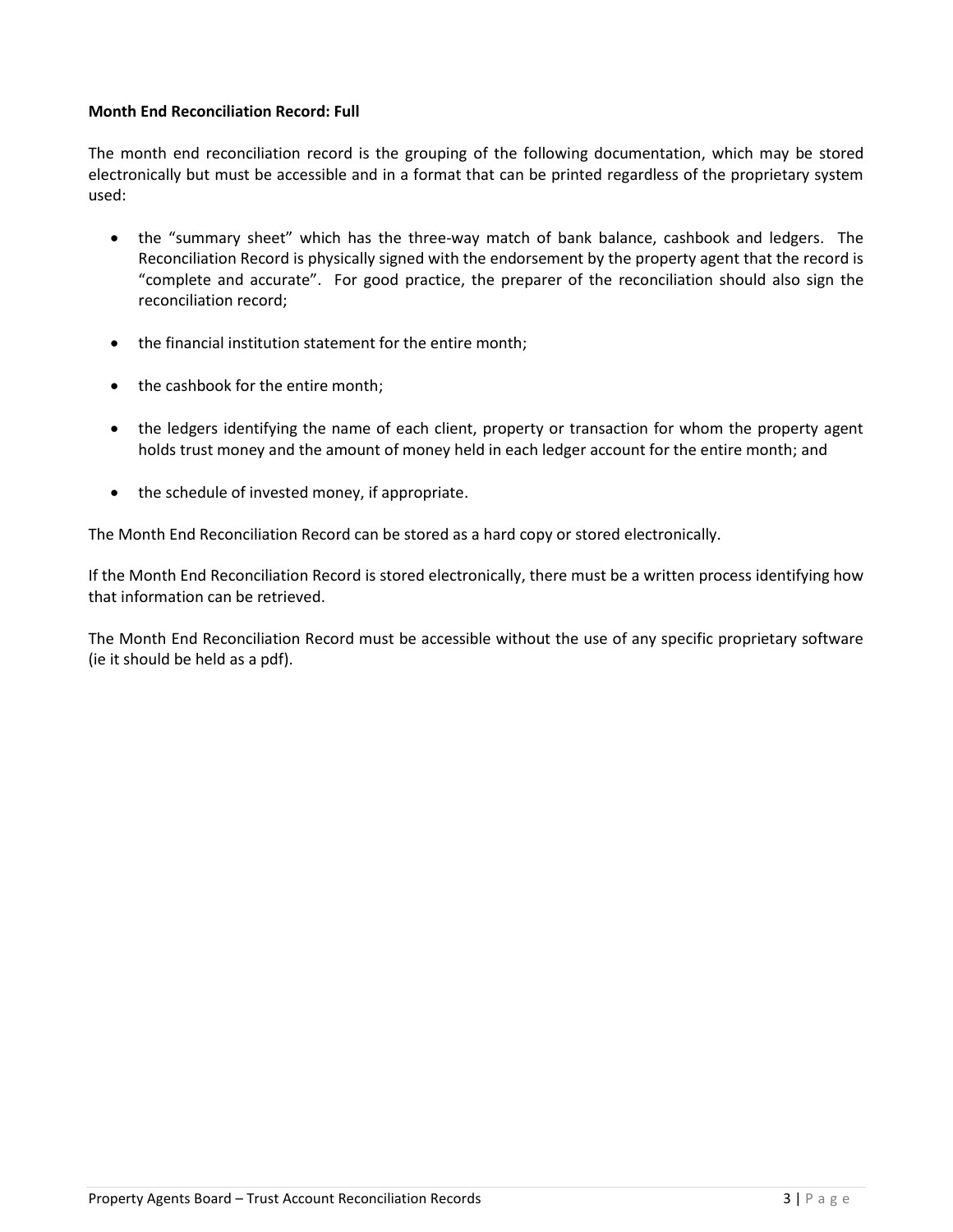**Month End Reconciliation Record: Full**

The month end reconciliation record is the grouping of the following documentation, which may be stored electronically but must be accessible and in a format that can be printed regardless of the proprietary system used:

- the "summary sheet" which has the three-way match of bank balance, cashbook and ledgers. The Reconciliation Record is physically signed with the endorsement by the property agent that the record is "complete and accurate". For good practice, the preparer of the reconciliation should also sign the reconciliation record;

- the financial institution statement for the entire month;

- the cashbook for the entire month;

- the ledgers identifying the name of each client, property or transaction for whom the property agent holds trust money and the amount of money held in each ledger account for the entire month; and

- the schedule of invested money, if appropriate.

The Month End Reconciliation Record can be stored as a hard copy or stored electronically.

If the Month End Reconciliation Record is stored electronically, there must be a written process identifying how that information can be retrieved.

The Month End Reconciliation Record must be accessible without the use of any specific proprietary software (ie it should be held as a pdf).